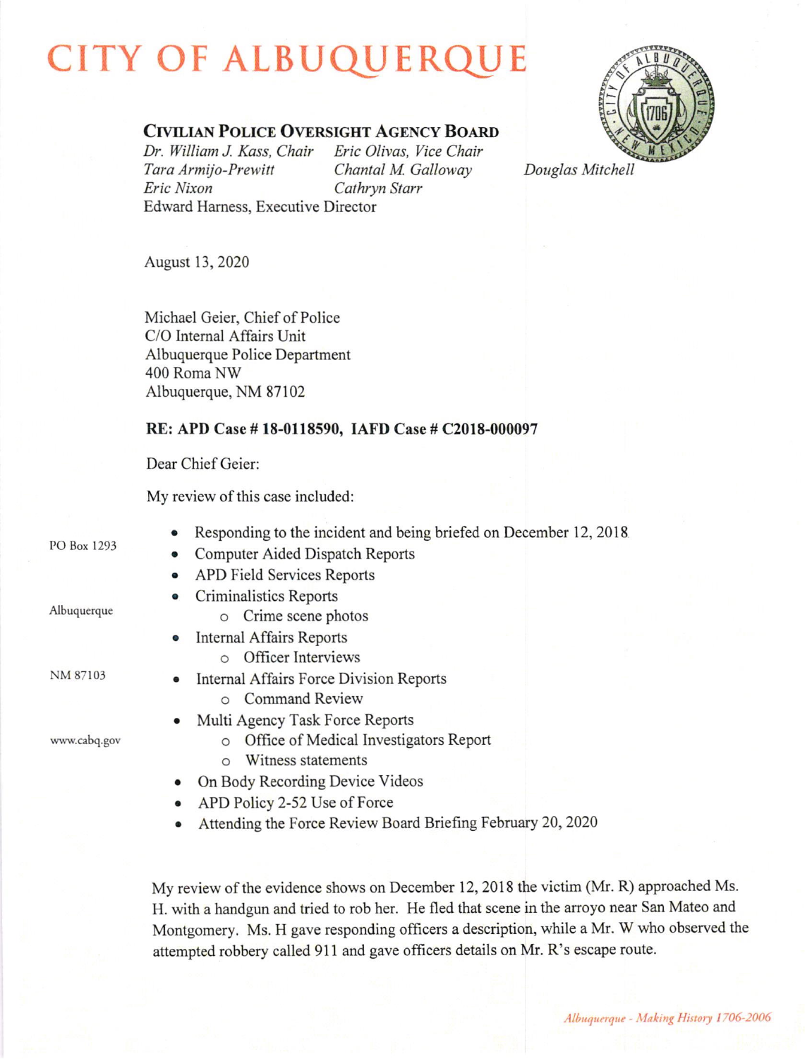# CITY OF ALBUQUERQUE

**CIVILIAN POLICE OVERSIGHT AGENCY BOARD**

*Dr. William J. Kass, Chair* *Eric Olivas, Vice Chair*
*Tara Armijo-Prewitt* *Chantal M. Galloway* *Douglas Mitchell*
*Eric Nixon* *Cathryn Starr*
Edward Harness, Executive Director

PO Box 1293

Albuquerque

NM 87103

www.cabq.gov

August 13, 2020

Michael Geier, Chief of Police
C/O Internal Affairs Unit
Albuquerque Police Department
400 Roma NW
Albuquerque, NM 87102

**RE: APD Case # 18-0118590, IAFD Case # C2018-000097**

Dear Chief Geier:

My review of this case included:

- Responding to the incident and being briefed on December 12, 2018
- Computer Aided Dispatch Reports
- APD Field Services Reports
- Criminalistics Reports
  - Crime scene photos
- Internal Affairs Reports
  - Officer Interviews
- Internal Affairs Force Division Reports
  - Command Review
- Multi Agency Task Force Reports
  - Office of Medical Investigators Report
  - Witness statements
- On Body Recording Device Videos
- APD Policy 2-52 Use of Force
- Attending the Force Review Board Briefing February 20, 2020

My review of the evidence shows on December 12, 2018 the victim (Mr. R) approached Ms. H. with a handgun and tried to rob her. He fled that scene in the arroyo near San Mateo and Montgomery. Ms. H gave responding officers a description, while a Mr. W who observed the attempted robbery called 911 and gave officers details on Mr. R's escape route.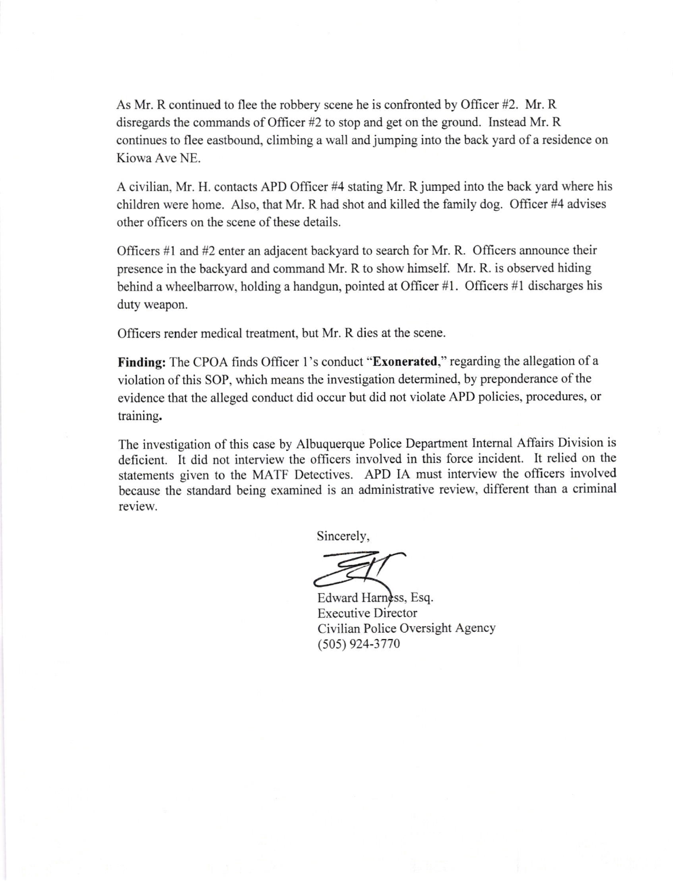As Mr. R continued to flee the robbery scene he is confronted by Officer #2. Mr. R disregards the commands of Officer #2 to stop and get on the ground. Instead Mr. R continues to flee eastbound, climbing a wall and jumping into the back yard of a residence on Kiowa Ave NE.

A civilian, Mr. H. contacts APD Officer #4 stating Mr. R jumped into the back yard where his children were home. Also, that Mr. R had shot and killed the family dog. Officer #4 advises other officers on the scene of these details.

Officers #1 and #2 enter an adjacent backyard to search for Mr. R. Officers announce their presence in the backyard and command Mr. R to show himself. Mr. R. is observed hiding behind a wheelbarrow, holding a handgun, pointed at Officer #1. Officers #1 discharges his duty weapon.

Officers render medical treatment, but Mr. R dies at the scene.

**Finding:** The CPOA finds Officer 1's conduct "**Exonerated**," regarding the allegation of a violation of this SOP, which means the investigation determined, by preponderance of the evidence that the alleged conduct did occur but did not violate APD policies, procedures, or training.

The investigation of this case by Albuquerque Police Department Internal Affairs Division is deficient. It did not interview the officers involved in this force incident. It relied on the statements given to the MATF Detectives. APD IA must interview the officers involved because the standard being examined is an administrative review, different than a criminal review.

Sincerely,

Edward Harness, Esq.
Executive Director
Civilian Police Oversight Agency
(505) 924-3770